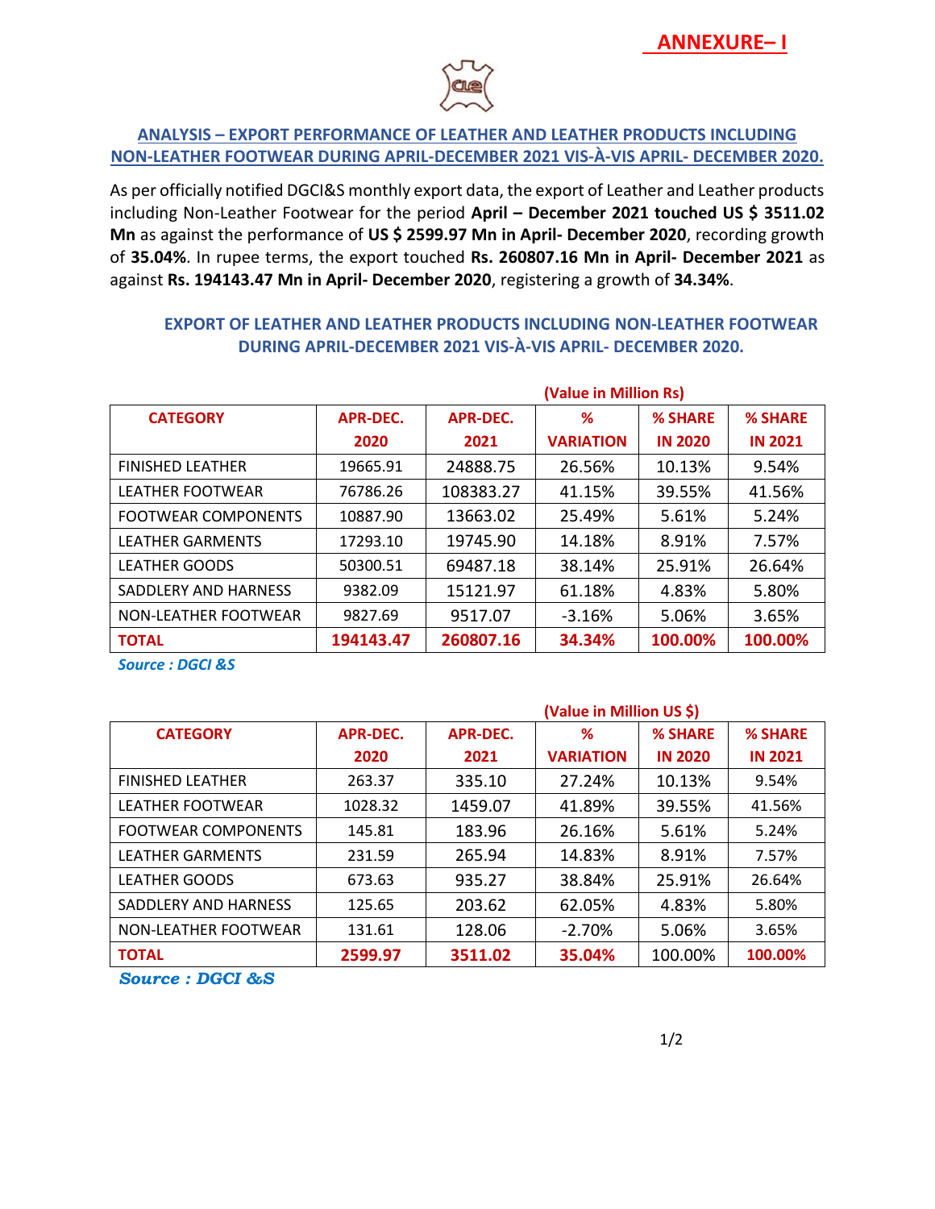**ANNEXURE– I**

## ANALYSIS – EXPORT PERFORMANCE OF LEATHER AND LEATHER PRODUCTS INCLUDING NON-LEATHER FOOTWEAR DURING APRIL-DECEMBER 2021 VIS-À-VIS APRIL- DECEMBER 2020.

As per officially notified DGCI&S monthly export data, the export of Leather and Leather products including Non-Leather Footwear for the period **April – December 2021 touched US $ 3511.02 Mn** as against the performance of **US $ 2599.97 Mn in April- December 2020**, recording growth of **35.04%**. In rupee terms, the export touched **Rs. 260807.16 Mn in April- December 2021** as against **Rs. 194143.47 Mn in April- December 2020**, registering a growth of **34.34%**.

### EXPORT OF LEATHER AND LEATHER PRODUCTS INCLUDING NON-LEATHER FOOTWEAR DURING APRIL-DECEMBER 2021 VIS-À-VIS APRIL- DECEMBER 2020.

**(Value in Million Rs)**

| CATEGORY | APR-DEC. 2020 | APR-DEC. 2021 | % VARIATION | % SHARE IN 2020 | % SHARE IN 2021 |
|---|---|---|---|---|---|
| FINISHED LEATHER | 19665.91 | 24888.75 | 26.56% | 10.13% | 9.54% |
| LEATHER FOOTWEAR | 76786.26 | 108383.27 | 41.15% | 39.55% | 41.56% |
| FOOTWEAR COMPONENTS | 10887.90 | 13663.02 | 25.49% | 5.61% | 5.24% |
| LEATHER GARMENTS | 17293.10 | 19745.90 | 14.18% | 8.91% | 7.57% |
| LEATHER GOODS | 50300.51 | 69487.18 | 38.14% | 25.91% | 26.64% |
| SADDLERY AND HARNESS | 9382.09 | 15121.97 | 61.18% | 4.83% | 5.80% |
| NON-LEATHER FOOTWEAR | 9827.69 | 9517.07 | -3.16% | 5.06% | 3.65% |
| **TOTAL** | **194143.47** | **260807.16** | **34.34%** | **100.00%** | **100.00%** |

*Source : DGCI &S*

**(Value in Million US $)**

| CATEGORY | APR-DEC. 2020 | APR-DEC. 2021 | % VARIATION | % SHARE IN 2020 | % SHARE IN 2021 |
|---|---|---|---|---|---|
| FINISHED LEATHER | 263.37 | 335.10 | 27.24% | 10.13% | 9.54% |
| LEATHER FOOTWEAR | 1028.32 | 1459.07 | 41.89% | 39.55% | 41.56% |
| FOOTWEAR COMPONENTS | 145.81 | 183.96 | 26.16% | 5.61% | 5.24% |
| LEATHER GARMENTS | 231.59 | 265.94 | 14.83% | 8.91% | 7.57% |
| LEATHER GOODS | 673.63 | 935.27 | 38.84% | 25.91% | 26.64% |
| SADDLERY AND HARNESS | 125.65 | 203.62 | 62.05% | 4.83% | 5.80% |
| NON-LEATHER FOOTWEAR | 131.61 | 128.06 | -2.70% | 5.06% | 3.65% |
| **TOTAL** | **2599.97** | **3511.02** | **35.04%** | 100.00% | **100.00%** |

*Source : DGCI &S*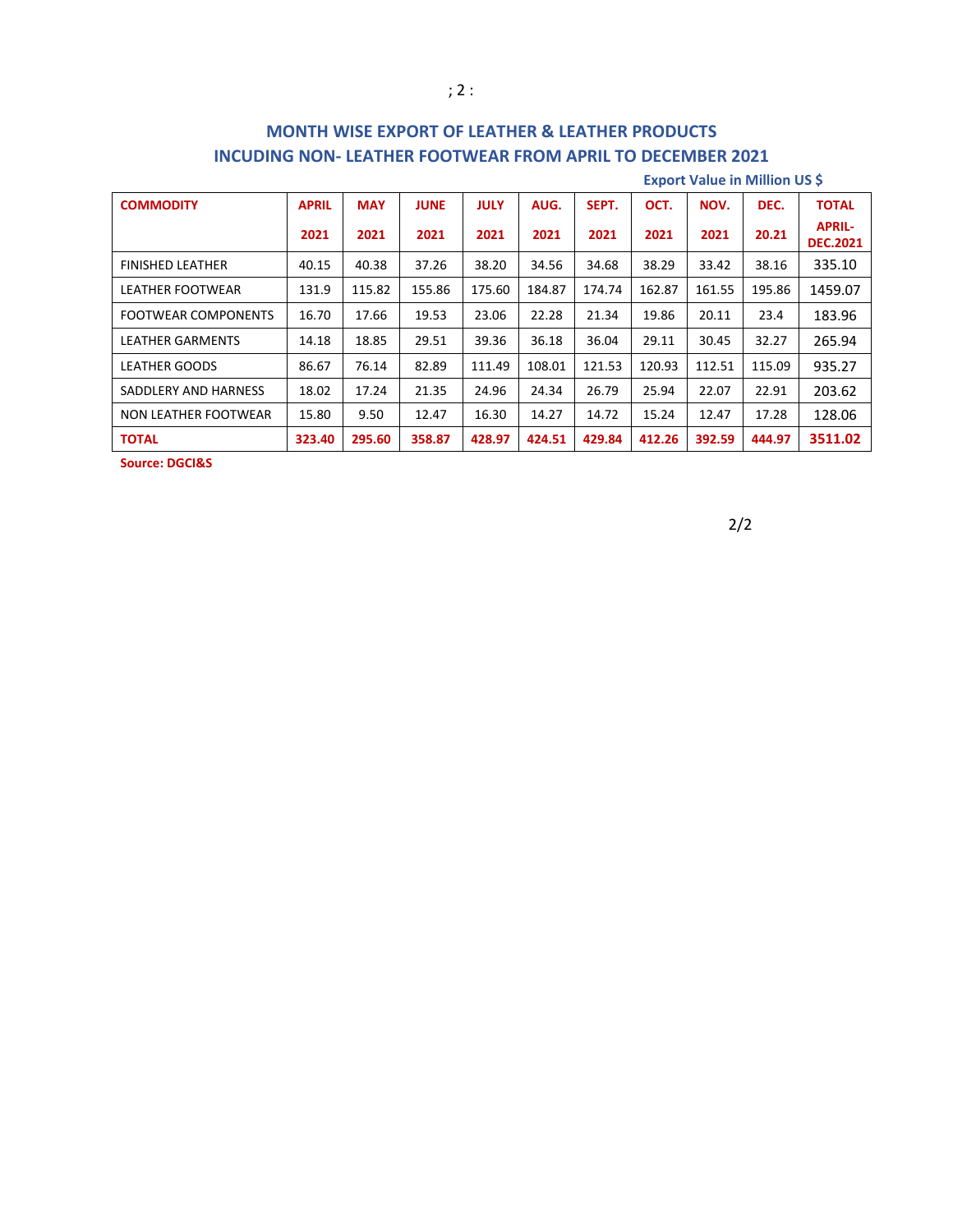## MONTH WISE EXPORT OF LEATHER & LEATHER PRODUCTS INCUDING NON- LEATHER FOOTWEAR FROM APRIL TO DECEMBER 2021

**Export Value in Million US $**

| COMMODITY | APRIL 2021 | MAY 2021 | JUNE 2021 | JULY 2021 | AUG. 2021 | SEPT. 2021 | OCT. 2021 | NOV. 2021 | DEC. 20.21 | TOTAL APRIL-DEC.2021 |
|---|---|---|---|---|---|---|---|---|---|---|
| FINISHED LEATHER | 40.15 | 40.38 | 37.26 | 38.20 | 34.56 | 34.68 | 38.29 | 33.42 | 38.16 | 335.10 |
| LEATHER FOOTWEAR | 131.9 | 115.82 | 155.86 | 175.60 | 184.87 | 174.74 | 162.87 | 161.55 | 195.86 | 1459.07 |
| FOOTWEAR COMPONENTS | 16.70 | 17.66 | 19.53 | 23.06 | 22.28 | 21.34 | 19.86 | 20.11 | 23.4 | 183.96 |
| LEATHER GARMENTS | 14.18 | 18.85 | 29.51 | 39.36 | 36.18 | 36.04 | 29.11 | 30.45 | 32.27 | 265.94 |
| LEATHER GOODS | 86.67 | 76.14 | 82.89 | 111.49 | 108.01 | 121.53 | 120.93 | 112.51 | 115.09 | 935.27 |
| SADDLERY AND HARNESS | 18.02 | 17.24 | 21.35 | 24.96 | 24.34 | 26.79 | 25.94 | 22.07 | 22.91 | 203.62 |
| NON LEATHER FOOTWEAR | 15.80 | 9.50 | 12.47 | 16.30 | 14.27 | 14.72 | 15.24 | 12.47 | 17.28 | 128.06 |
| **TOTAL** | **323.40** | **295.60** | **358.87** | **428.97** | **424.51** | **429.84** | **412.26** | **392.59** | **444.97** | **3511.02** |

**Source: DGCI&S**